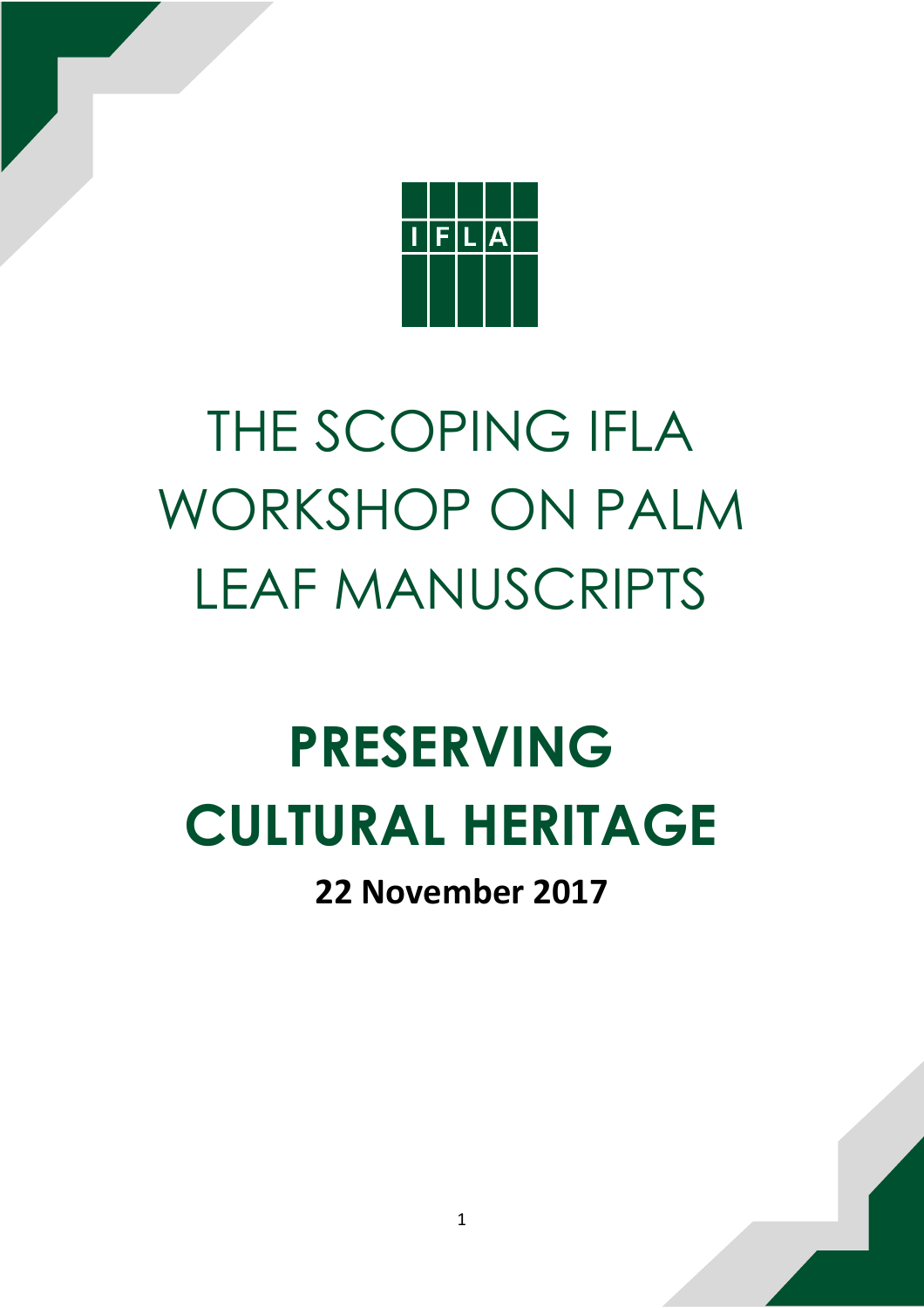IFLA

# THE SCOPING IFLA WORKSHOP ON PALM LEAF MANUSCRIPTS

# PRESERVING CULTURAL HERITAGE

**22 November 2017**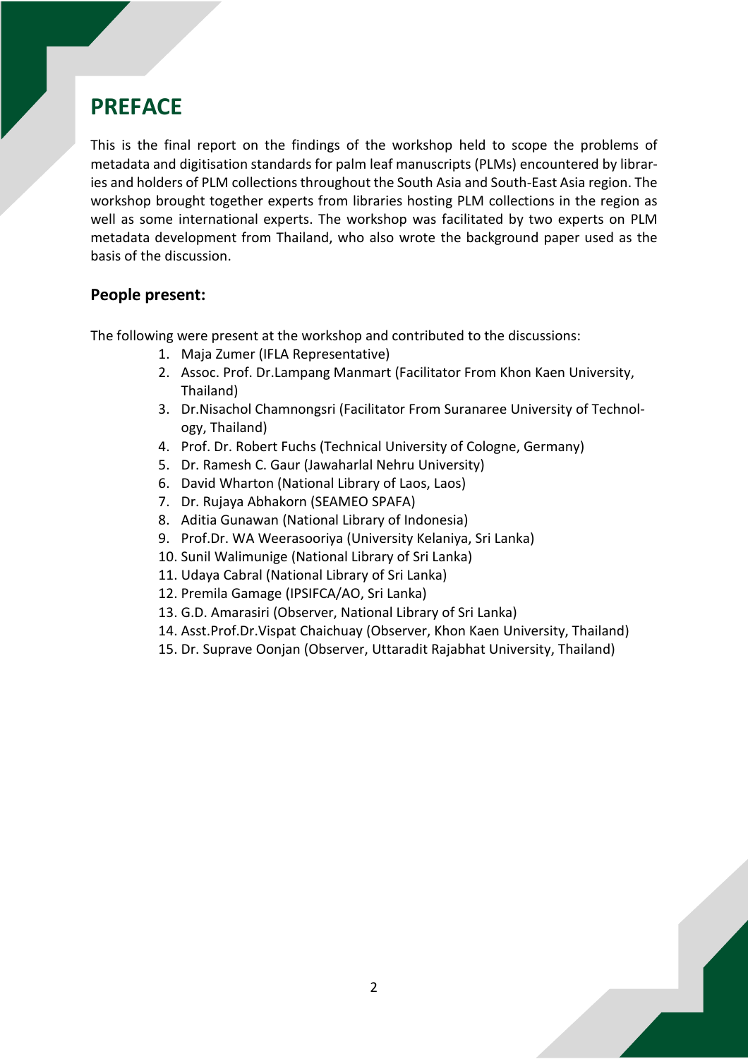# PREFACE

This is the final report on the findings of the workshop held to scope the problems of metadata and digitisation standards for palm leaf manuscripts (PLMs) encountered by libraries and holders of PLM collections throughout the South Asia and South-East Asia region. The workshop brought together experts from libraries hosting PLM collections in the region as well as some international experts. The workshop was facilitated by two experts on PLM metadata development from Thailand, who also wrote the background paper used as the basis of the discussion.

## People present:

The following were present at the workshop and contributed to the discussions:

1. Maja Zumer (IFLA Representative)
2. Assoc. Prof. Dr.Lampang Manmart (Facilitator From Khon Kaen University, Thailand)
3. Dr.Nisachol Chamnongsri (Facilitator From Suranaree University of Technology, Thailand)
4. Prof. Dr. Robert Fuchs (Technical University of Cologne, Germany)
5. Dr. Ramesh C. Gaur (Jawaharlal Nehru University)
6. David Wharton (National Library of Laos, Laos)
7. Dr. Rujaya Abhakorn (SEAMEO SPAFA)
8. Aditia Gunawan (National Library of Indonesia)
9. Prof.Dr. WA Weerasooriya (University Kelaniya, Sri Lanka)
10. Sunil Walimunige (National Library of Sri Lanka)
11. Udaya Cabral (National Library of Sri Lanka)
12. Premila Gamage (IPSIFCA/AO, Sri Lanka)
13. G.D. Amarasiri (Observer, National Library of Sri Lanka)
14. Asst.Prof.Dr.Vispat Chaichuay (Observer, Khon Kaen University, Thailand)
15. Dr. Suprave Oonjan (Observer, Uttaradit Rajabhat University, Thailand)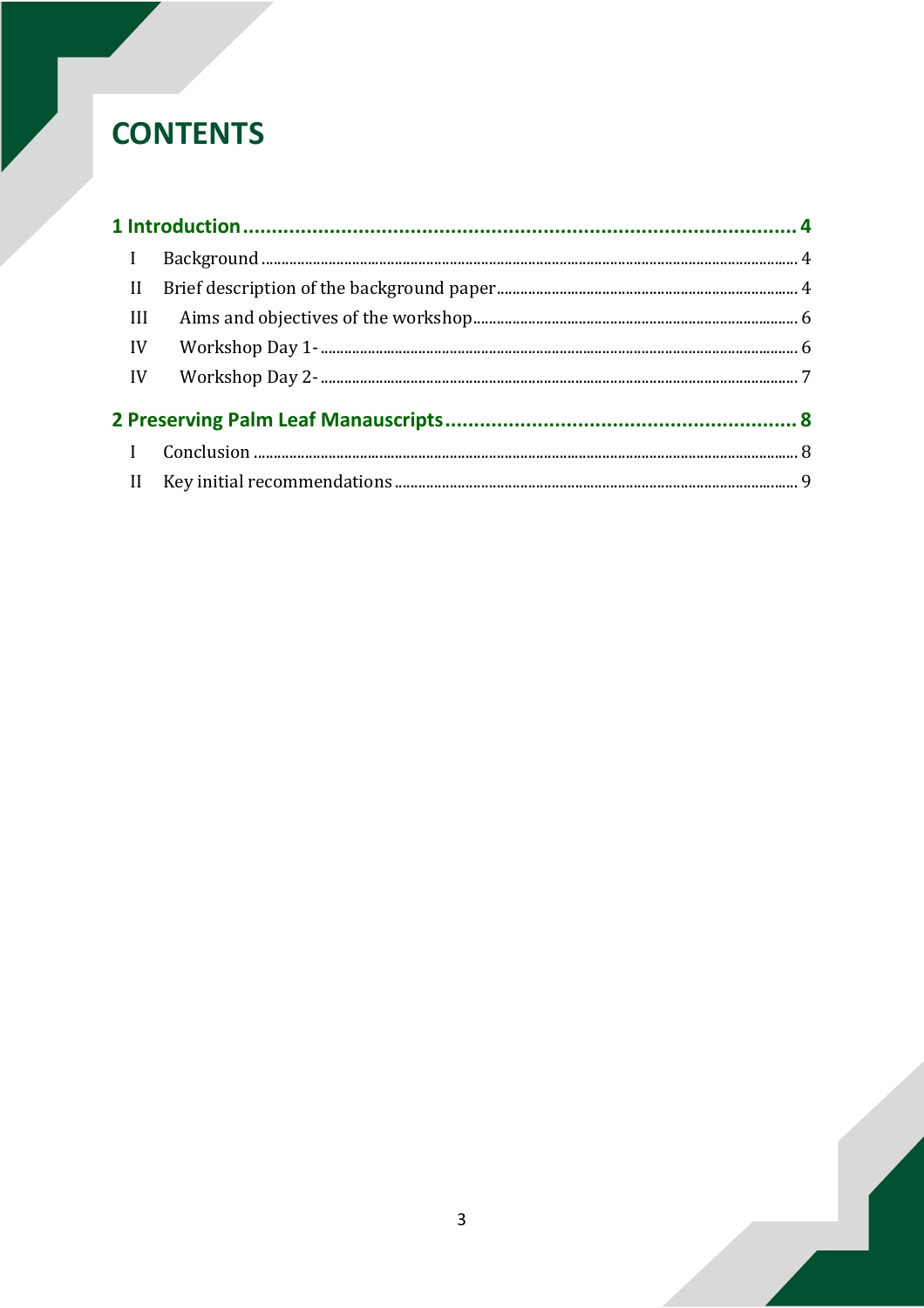# CONTENTS

**1 Introduction** .......... 4

- I Background .......... 4
- II Brief description of the background paper .......... 4
- III Aims and objectives of the workshop .......... 6
- IV Workshop Day 1- .......... 6
- IV Workshop Day 2- .......... 7

**2 Preserving Palm Leaf Manauscripts** .......... 8

- I Conclusion .......... 8
- II Key initial recommendations .......... 9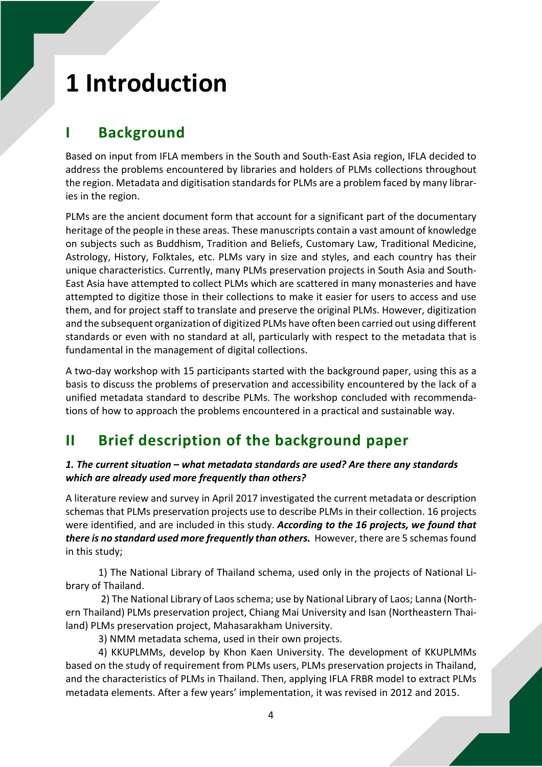# 1 Introduction

## I Background

Based on input from IFLA members in the South and South-East Asia region, IFLA decided to address the problems encountered by libraries and holders of PLMs collections throughout the region. Metadata and digitisation standards for PLMs are a problem faced by many libraries in the region.

PLMs are the ancient document form that account for a significant part of the documentary heritage of the people in these areas. These manuscripts contain a vast amount of knowledge on subjects such as Buddhism, Tradition and Beliefs, Customary Law, Traditional Medicine, Astrology, History, Folktales, etc. PLMs vary in size and styles, and each country has their unique characteristics. Currently, many PLMs preservation projects in South Asia and South-East Asia have attempted to collect PLMs which are scattered in many monasteries and have attempted to digitize those in their collections to make it easier for users to access and use them, and for project staff to translate and preserve the original PLMs. However, digitization and the subsequent organization of digitized PLMs have often been carried out using different standards or even with no standard at all, particularly with respect to the metadata that is fundamental in the management of digital collections.

A two-day workshop with 15 participants started with the background paper, using this as a basis to discuss the problems of preservation and accessibility encountered by the lack of a unified metadata standard to describe PLMs. The workshop concluded with recommendations of how to approach the problems encountered in a practical and sustainable way.

## II Brief description of the background paper

### *1. The current situation – what metadata standards are used? Are there any standards which are already used more frequently than others?*

A literature review and survey in April 2017 investigated the current metadata or description schemas that PLMs preservation projects use to describe PLMs in their collection. 16 projects were identified, and are included in this study. ***According to the 16 projects, we found that there is no standard used more frequently than others.*** However, there are 5 schemas found in this study;

1) The National Library of Thailand schema, used only in the projects of National Library of Thailand.

2) The National Library of Laos schema; use by National Library of Laos; Lanna (Northern Thailand) PLMs preservation project, Chiang Mai University and Isan (Northeastern Thailand) PLMs preservation project, Mahasarakham University.

3) NMM metadata schema, used in their own projects.

4) KKUPLMMs, develop by Khon Kaen University. The development of KKUPLMMs based on the study of requirement from PLMs users, PLMs preservation projects in Thailand, and the characteristics of PLMs in Thailand. Then, applying IFLA FRBR model to extract PLMs metadata elements. After a few years' implementation, it was revised in 2012 and 2015.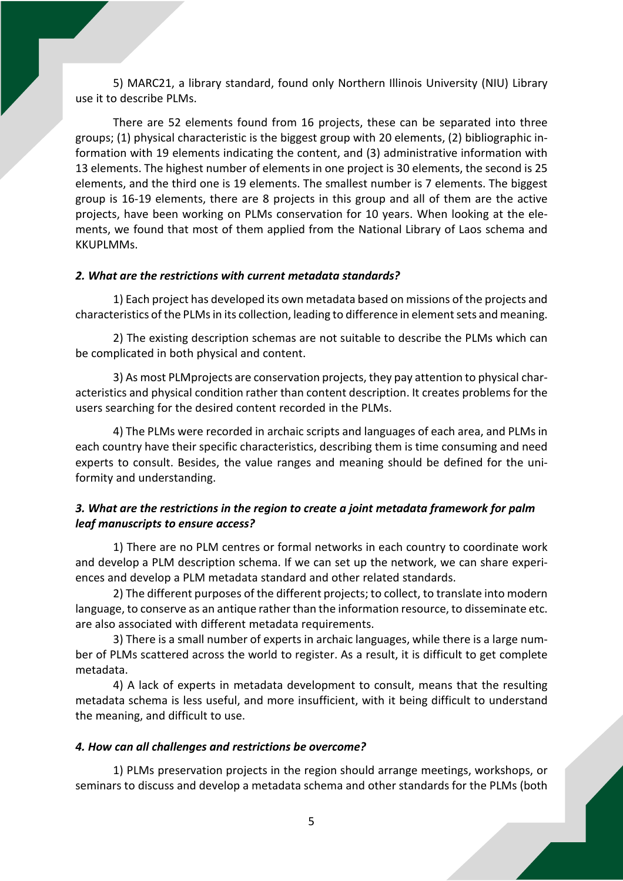5) MARC21, a library standard, found only Northern Illinois University (NIU) Library use it to describe PLMs.

There are 52 elements found from 16 projects, these can be separated into three groups; (1) physical characteristic is the biggest group with 20 elements, (2) bibliographic information with 19 elements indicating the content, and (3) administrative information with 13 elements. The highest number of elements in one project is 30 elements, the second is 25 elements, and the third one is 19 elements. The smallest number is 7 elements. The biggest group is 16-19 elements, there are 8 projects in this group and all of them are the active projects, have been working on PLMs conservation for 10 years. When looking at the elements, we found that most of them applied from the National Library of Laos schema and KKUPLMMs.

### *2. What are the restrictions with current metadata standards?*

1) Each project has developed its own metadata based on missions of the projects and characteristics of the PLMs in its collection, leading to difference in element sets and meaning.

2) The existing description schemas are not suitable to describe the PLMs which can be complicated in both physical and content.

3) As most PLMprojects are conservation projects, they pay attention to physical characteristics and physical condition rather than content description. It creates problems for the users searching for the desired content recorded in the PLMs.

4) The PLMs were recorded in archaic scripts and languages of each area, and PLMs in each country have their specific characteristics, describing them is time consuming and need experts to consult. Besides, the value ranges and meaning should be defined for the uniformity and understanding.

### *3. What are the restrictions in the region to create a joint metadata framework for palm leaf manuscripts to ensure access?*

1) There are no PLM centres or formal networks in each country to coordinate work and develop a PLM description schema. If we can set up the network, we can share experiences and develop a PLM metadata standard and other related standards.

2) The different purposes of the different projects; to collect, to translate into modern language, to conserve as an antique rather than the information resource, to disseminate etc. are also associated with different metadata requirements.

3) There is a small number of experts in archaic languages, while there is a large number of PLMs scattered across the world to register. As a result, it is difficult to get complete metadata.

4) A lack of experts in metadata development to consult, means that the resulting metadata schema is less useful, and more insufficient, with it being difficult to understand the meaning, and difficult to use.

### *4. How can all challenges and restrictions be overcome?*

1) PLMs preservation projects in the region should arrange meetings, workshops, or seminars to discuss and develop a metadata schema and other standards for the PLMs (both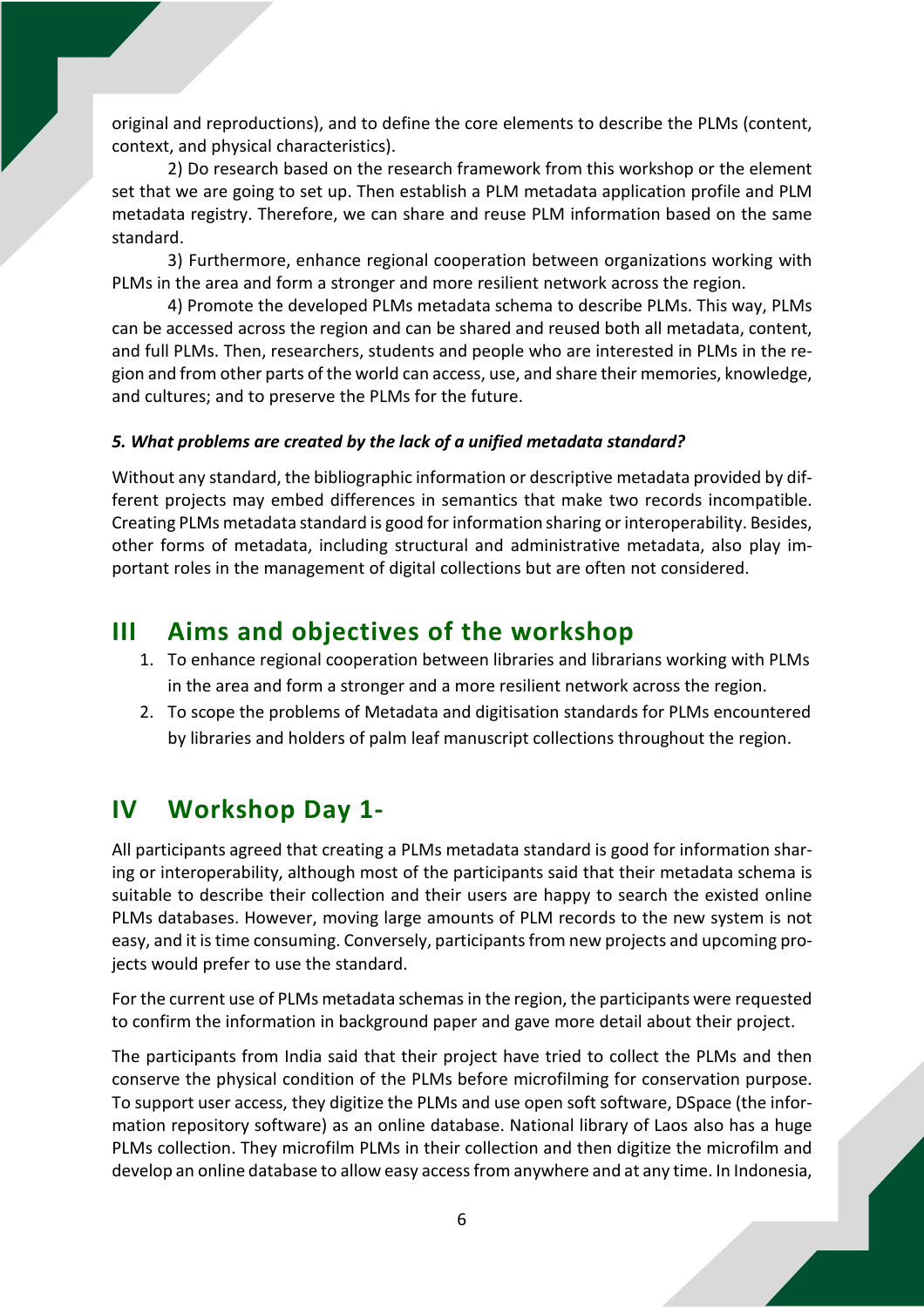original and reproductions), and to define the core elements to describe the PLMs (content, context, and physical characteristics).

2) Do research based on the research framework from this workshop or the element set that we are going to set up. Then establish a PLM metadata application profile and PLM metadata registry. Therefore, we can share and reuse PLM information based on the same standard.

3) Furthermore, enhance regional cooperation between organizations working with PLMs in the area and form a stronger and more resilient network across the region.

4) Promote the developed PLMs metadata schema to describe PLMs. This way, PLMs can be accessed across the region and can be shared and reused both all metadata, content, and full PLMs. Then, researchers, students and people who are interested in PLMs in the region and from other parts of the world can access, use, and share their memories, knowledge, and cultures; and to preserve the PLMs for the future.

***5. What problems are created by the lack of a unified metadata standard?***

Without any standard, the bibliographic information or descriptive metadata provided by different projects may embed differences in semantics that make two records incompatible. Creating PLMs metadata standard is good for information sharing or interoperability. Besides, other forms of metadata, including structural and administrative metadata, also play important roles in the management of digital collections but are often not considered.

## III Aims and objectives of the workshop

1. To enhance regional cooperation between libraries and librarians working with PLMs in the area and form a stronger and a more resilient network across the region.
2. To scope the problems of Metadata and digitisation standards for PLMs encountered by libraries and holders of palm leaf manuscript collections throughout the region.

## IV Workshop Day 1-

All participants agreed that creating a PLMs metadata standard is good for information sharing or interoperability, although most of the participants said that their metadata schema is suitable to describe their collection and their users are happy to search the existed online PLMs databases. However, moving large amounts of PLM records to the new system is not easy, and it is time consuming. Conversely, participants from new projects and upcoming projects would prefer to use the standard.

For the current use of PLMs metadata schemas in the region, the participants were requested to confirm the information in background paper and gave more detail about their project.

The participants from India said that their project have tried to collect the PLMs and then conserve the physical condition of the PLMs before microfilming for conservation purpose. To support user access, they digitize the PLMs and use open soft software, DSpace (the information repository software) as an online database. National library of Laos also has a huge PLMs collection. They microfilm PLMs in their collection and then digitize the microfilm and develop an online database to allow easy access from anywhere and at any time. In Indonesia,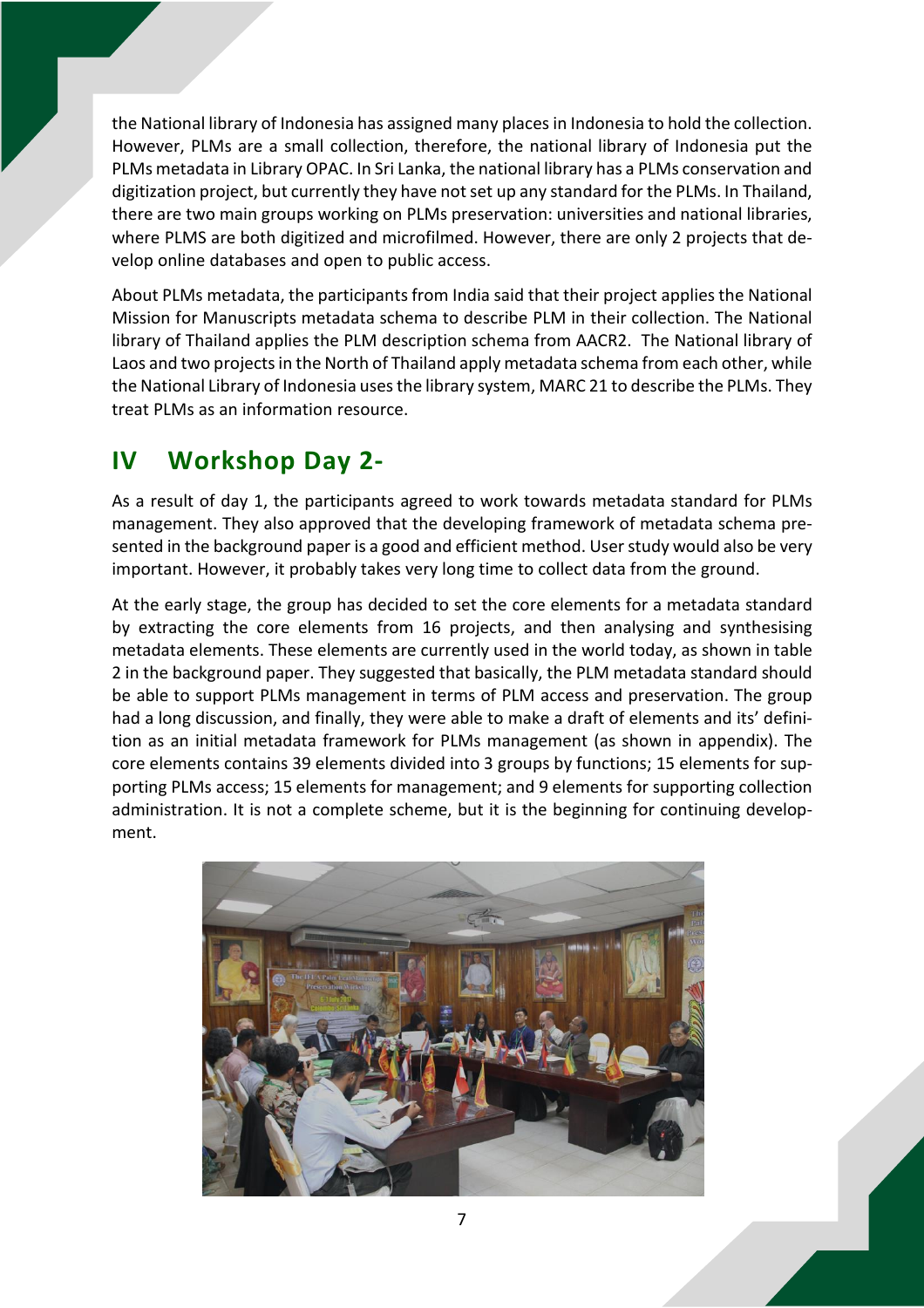the National library of Indonesia has assigned many places in Indonesia to hold the collection. However, PLMs are a small collection, therefore, the national library of Indonesia put the PLMs metadata in Library OPAC. In Sri Lanka, the national library has a PLMs conservation and digitization project, but currently they have not set up any standard for the PLMs. In Thailand, there are two main groups working on PLMs preservation: universities and national libraries, where PLMS are both digitized and microfilmed. However, there are only 2 projects that develop online databases and open to public access.

About PLMs metadata, the participants from India said that their project applies the National Mission for Manuscripts metadata schema to describe PLM in their collection. The National library of Thailand applies the PLM description schema from AACR2. The National library of Laos and two projects in the North of Thailand apply metadata schema from each other, while the National Library of Indonesia uses the library system, MARC 21 to describe the PLMs. They treat PLMs as an information resource.

## IV Workshop Day 2-

As a result of day 1, the participants agreed to work towards metadata standard for PLMs management. They also approved that the developing framework of metadata schema presented in the background paper is a good and efficient method. User study would also be very important. However, it probably takes very long time to collect data from the ground.

At the early stage, the group has decided to set the core elements for a metadata standard by extracting the core elements from 16 projects, and then analysing and synthesising metadata elements. These elements are currently used in the world today, as shown in table 2 in the background paper. They suggested that basically, the PLM metadata standard should be able to support PLMs management in terms of PLM access and preservation. The group had a long discussion, and finally, they were able to make a draft of elements and its' definition as an initial metadata framework for PLMs management (as shown in appendix). The core elements contains 39 elements divided into 3 groups by functions; 15 elements for supporting PLMs access; 15 elements for management; and 9 elements for supporting collection administration. It is not a complete scheme, but it is the beginning for continuing development.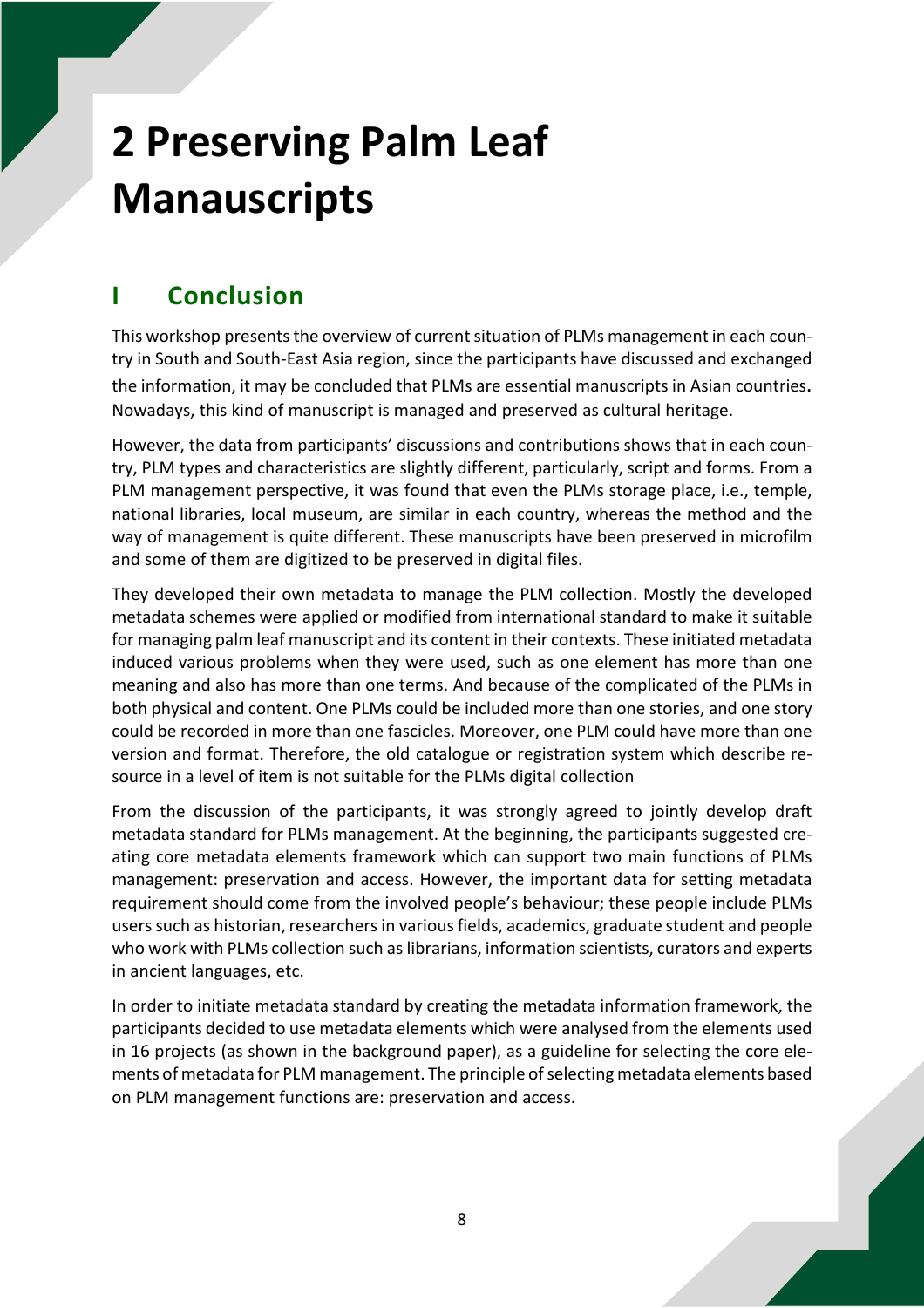# 2 Preserving Palm Leaf Manauscripts

## I Conclusion

This workshop presents the overview of current situation of PLMs management in each country in South and South-East Asia region, since the participants have discussed and exchanged the information, it may be concluded that PLMs are essential manuscripts in Asian countries. Nowadays, this kind of manuscript is managed and preserved as cultural heritage.

However, the data from participants' discussions and contributions shows that in each country, PLM types and characteristics are slightly different, particularly, script and forms. From a PLM management perspective, it was found that even the PLMs storage place, i.e., temple, national libraries, local museum, are similar in each country, whereas the method and the way of management is quite different. These manuscripts have been preserved in microfilm and some of them are digitized to be preserved in digital files.

They developed their own metadata to manage the PLM collection. Mostly the developed metadata schemes were applied or modified from international standard to make it suitable for managing palm leaf manuscript and its content in their contexts. These initiated metadata induced various problems when they were used, such as one element has more than one meaning and also has more than one terms. And because of the complicated of the PLMs in both physical and content. One PLMs could be included more than one stories, and one story could be recorded in more than one fascicles. Moreover, one PLM could have more than one version and format. Therefore, the old catalogue or registration system which describe resource in a level of item is not suitable for the PLMs digital collection

From the discussion of the participants, it was strongly agreed to jointly develop draft metadata standard for PLMs management. At the beginning, the participants suggested creating core metadata elements framework which can support two main functions of PLMs management: preservation and access. However, the important data for setting metadata requirement should come from the involved people's behaviour; these people include PLMs users such as historian, researchers in various fields, academics, graduate student and people who work with PLMs collection such as librarians, information scientists, curators and experts in ancient languages, etc.

In order to initiate metadata standard by creating the metadata information framework, the participants decided to use metadata elements which were analysed from the elements used in 16 projects (as shown in the background paper), as a guideline for selecting the core elements of metadata for PLM management. The principle of selecting metadata elements based on PLM management functions are: preservation and access.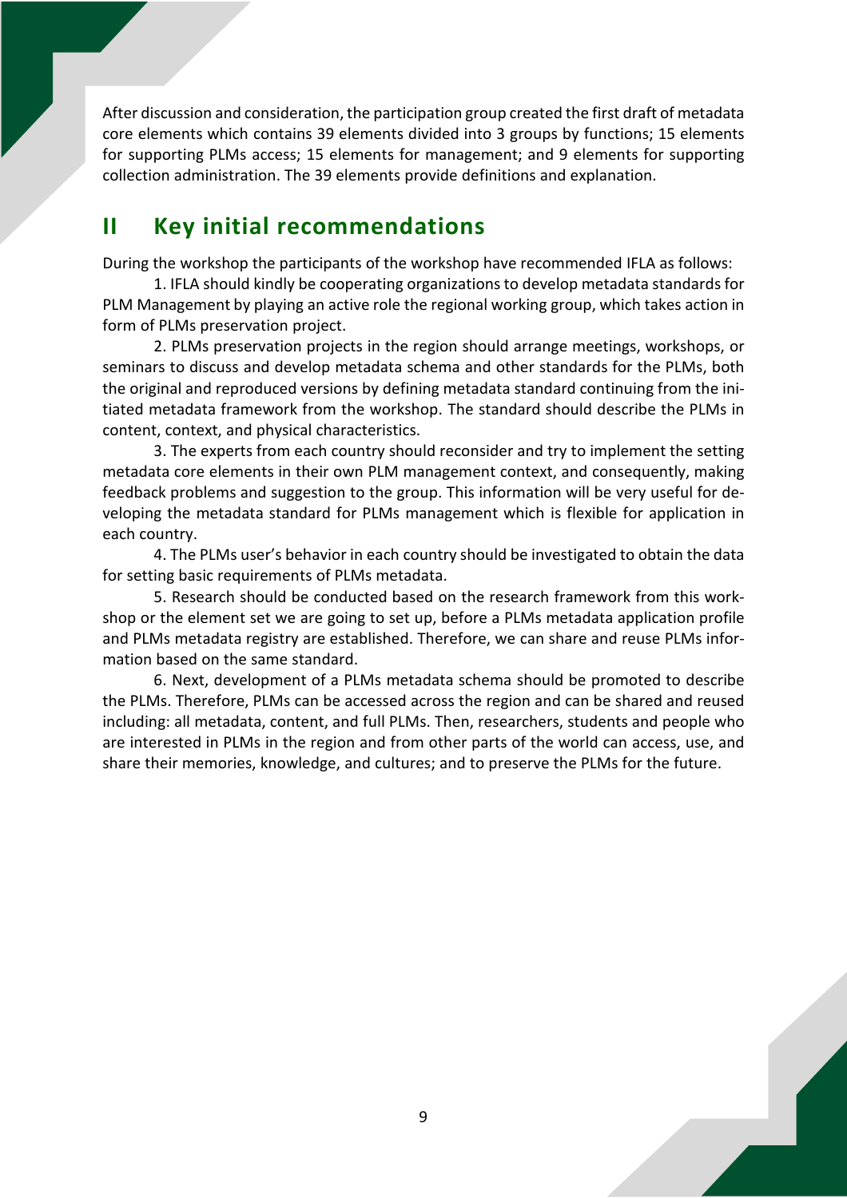After discussion and consideration, the participation group created the first draft of metadata core elements which contains 39 elements divided into 3 groups by functions; 15 elements for supporting PLMs access; 15 elements for management; and 9 elements for supporting collection administration. The 39 elements provide definitions and explanation.

## II Key initial recommendations

During the workshop the participants of the workshop have recommended IFLA as follows:

1. IFLA should kindly be cooperating organizations to develop metadata standards for PLM Management by playing an active role the regional working group, which takes action in form of PLMs preservation project.

2. PLMs preservation projects in the region should arrange meetings, workshops, or seminars to discuss and develop metadata schema and other standards for the PLMs, both the original and reproduced versions by defining metadata standard continuing from the initiated metadata framework from the workshop. The standard should describe the PLMs in content, context, and physical characteristics.

3. The experts from each country should reconsider and try to implement the setting metadata core elements in their own PLM management context, and consequently, making feedback problems and suggestion to the group. This information will be very useful for developing the metadata standard for PLMs management which is flexible for application in each country.

4. The PLMs user's behavior in each country should be investigated to obtain the data for setting basic requirements of PLMs metadata.

5. Research should be conducted based on the research framework from this workshop or the element set we are going to set up, before a PLMs metadata application profile and PLMs metadata registry are established. Therefore, we can share and reuse PLMs information based on the same standard.

6. Next, development of a PLMs metadata schema should be promoted to describe the PLMs. Therefore, PLMs can be accessed across the region and can be shared and reused including: all metadata, content, and full PLMs. Then, researchers, students and people who are interested in PLMs in the region and from other parts of the world can access, use, and share their memories, knowledge, and cultures; and to preserve the PLMs for the future.